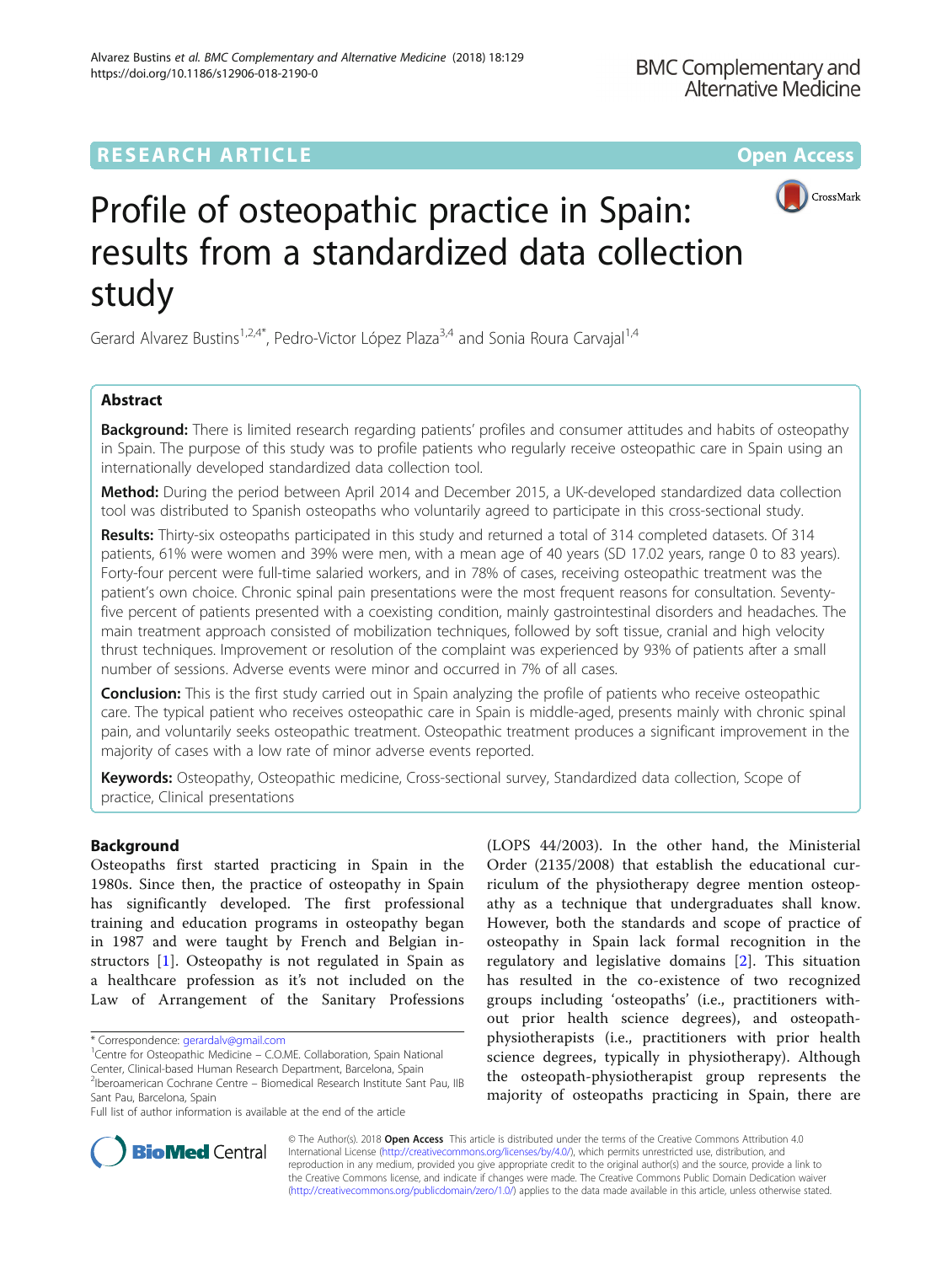RESEARCH ARTICLE

Open Access

# Profile of osteopathic practice in Spain: results from a standardized data collection study

Gerard Alvarez Bustins[1,2,4*], Pedro-Victor López Plaza[3,4] and Sonia Roura Carvajal[1,4]

## Abstract

**Background:** There is limited research regarding patients' profiles and consumer attitudes and habits of osteopathy in Spain. The purpose of this study was to profile patients who regularly receive osteopathic care in Spain using an internationally developed standardized data collection tool.

**Method:** During the period between April 2014 and December 2015, a UK-developed standardized data collection tool was distributed to Spanish osteopaths who voluntarily agreed to participate in this cross-sectional study.

**Results:** Thirty-six osteopaths participated in this study and returned a total of 314 completed datasets. Of 314 patients, 61% were women and 39% were men, with a mean age of 40 years (SD 17.02 years, range 0 to 83 years). Forty-four percent were full-time salaried workers, and in 78% of cases, receiving osteopathic treatment was the patient's own choice. Chronic spinal pain presentations were the most frequent reasons for consultation. Seventy-five percent of patients presented with a coexisting condition, mainly gastrointestinal disorders and headaches. The main treatment approach consisted of mobilization techniques, followed by soft tissue, cranial and high velocity thrust techniques. Improvement or resolution of the complaint was experienced by 93% of patients after a small number of sessions. Adverse events were minor and occurred in 7% of all cases.

**Conclusion:** This is the first study carried out in Spain analyzing the profile of patients who receive osteopathic care. The typical patient who receives osteopathic care in Spain is middle-aged, presents mainly with chronic spinal pain, and voluntarily seeks osteopathic treatment. Osteopathic treatment produces a significant improvement in the majority of cases with a low rate of minor adverse events reported.

**Keywords:** Osteopathy, Osteopathic medicine, Cross-sectional survey, Standardized data collection, Scope of practice, Clinical presentations

## Background

Osteopaths first started practicing in Spain in the 1980s. Since then, the practice of osteopathy in Spain has significantly developed. The first professional training and education programs in osteopathy began in 1987 and were taught by French and Belgian instructors [1]. Osteopathy is not regulated in Spain as a healthcare profession as it's not included on the Law of Arrangement of the Sanitary Professions (LOPS 44/2003). In the other hand, the Ministerial Order (2135/2008) that establish the educational curriculum of the physiotherapy degree mention osteopathy as a technique that undergraduates shall know. However, both the standards and scope of practice of osteopathy in Spain lack formal recognition in the regulatory and legislative domains [2]. This situation has resulted in the co-existence of two recognized groups including 'osteopaths' (i.e., practitioners without prior health science degrees), and osteopath-physiotherapists (i.e., practitioners with prior health science degrees, typically in physiotherapy). Although the osteopath-physiotherapist group represents the majority of osteopaths practicing in Spain, there are

\* Correspondence: gerardalv@gmail.com

[1]Centre for Osteopathic Medicine – C.O.ME. Collaboration, Spain National Center, Clinical-based Human Research Department, Barcelona, Spain

[2]Iberoamerican Cochrane Centre – Biomedical Research Institute Sant Pau, IIB Sant Pau, Barcelona, Spain

Full list of author information is available at the end of the article

© The Author(s). 2018 **Open Access** This article is distributed under the terms of the Creative Commons Attribution 4.0 International License (http://creativecommons.org/licenses/by/4.0/), which permits unrestricted use, distribution, and reproduction in any medium, provided you give appropriate credit to the original author(s) and the source, provide a link to the Creative Commons license, and indicate if changes were made. The Creative Commons Public Domain Dedication waiver (http://creativecommons.org/publicdomain/zero/1.0/) applies to the data made available in this article, unless otherwise stated.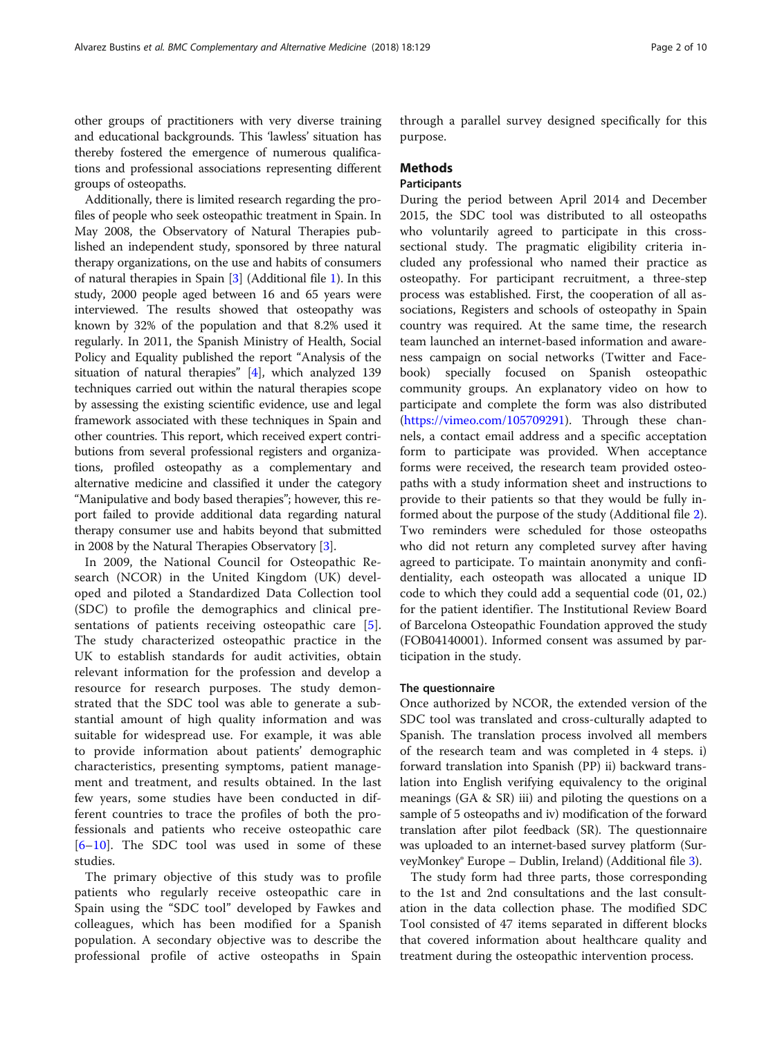other groups of practitioners with very diverse training and educational backgrounds. This 'lawless' situation has thereby fostered the emergence of numerous qualifications and professional associations representing different groups of osteopaths.

Additionally, there is limited research regarding the profiles of people who seek osteopathic treatment in Spain. In May 2008, the Observatory of Natural Therapies published an independent study, sponsored by three natural therapy organizations, on the use and habits of consumers of natural therapies in Spain [3] (Additional file 1). In this study, 2000 people aged between 16 and 65 years were interviewed. The results showed that osteopathy was known by 32% of the population and that 8.2% used it regularly. In 2011, the Spanish Ministry of Health, Social Policy and Equality published the report "Analysis of the situation of natural therapies" [4], which analyzed 139 techniques carried out within the natural therapies scope by assessing the existing scientific evidence, use and legal framework associated with these techniques in Spain and other countries. This report, which received expert contributions from several professional registers and organizations, profiled osteopathy as a complementary and alternative medicine and classified it under the category "Manipulative and body based therapies"; however, this report failed to provide additional data regarding natural therapy consumer use and habits beyond that submitted in 2008 by the Natural Therapies Observatory [3].

In 2009, the National Council for Osteopathic Research (NCOR) in the United Kingdom (UK) developed and piloted a Standardized Data Collection tool (SDC) to profile the demographics and clinical presentations of patients receiving osteopathic care [5]. The study characterized osteopathic practice in the UK to establish standards for audit activities, obtain relevant information for the profession and develop a resource for research purposes. The study demonstrated that the SDC tool was able to generate a substantial amount of high quality information and was suitable for widespread use. For example, it was able to provide information about patients' demographic characteristics, presenting symptoms, patient management and treatment, and results obtained. In the last few years, some studies have been conducted in different countries to trace the profiles of both the professionals and patients who receive osteopathic care [6–10]. The SDC tool was used in some of these studies.

The primary objective of this study was to profile patients who regularly receive osteopathic care in Spain using the "SDC tool" developed by Fawkes and colleagues, which has been modified for a Spanish population. A secondary objective was to describe the professional profile of active osteopaths in Spain through a parallel survey designed specifically for this purpose.

## Methods

### Participants

During the period between April 2014 and December 2015, the SDC tool was distributed to all osteopaths who voluntarily agreed to participate in this cross-sectional study. The pragmatic eligibility criteria included any professional who named their practice as osteopathy. For participant recruitment, a three-step process was established. First, the cooperation of all associations, Registers and schools of osteopathy in Spain country was required. At the same time, the research team launched an internet-based information and awareness campaign on social networks (Twitter and Facebook) specially focused on Spanish osteopathic community groups. An explanatory video on how to participate and complete the form was also distributed (https://vimeo.com/105709291). Through these channels, a contact email address and a specific acceptation form to participate was provided. When acceptance forms were received, the research team provided osteopaths with a study information sheet and instructions to provide to their patients so that they would be fully informed about the purpose of the study (Additional file 2). Two reminders were scheduled for those osteopaths who did not return any completed survey after having agreed to participate. To maintain anonymity and confidentiality, each osteopath was allocated a unique ID code to which they could add a sequential code (01, 02.) for the patient identifier. The Institutional Review Board of Barcelona Osteopathic Foundation approved the study (FOB04140001). Informed consent was assumed by participation in the study.

### The questionnaire

Once authorized by NCOR, the extended version of the SDC tool was translated and cross-culturally adapted to Spanish. The translation process involved all members of the research team and was completed in 4 steps. i) forward translation into Spanish (PP) ii) backward translation into English verifying equivalency to the original meanings (GA & SR) iii) and piloting the questions on a sample of 5 osteopaths and iv) modification of the forward translation after pilot feedback (SR). The questionnaire was uploaded to an internet-based survey platform (SurveyMonkey® Europe – Dublin, Ireland) (Additional file 3).

The study form had three parts, those corresponding to the 1st and 2nd consultations and the last consultation in the data collection phase. The modified SDC Tool consisted of 47 items separated in different blocks that covered information about healthcare quality and treatment during the osteopathic intervention process.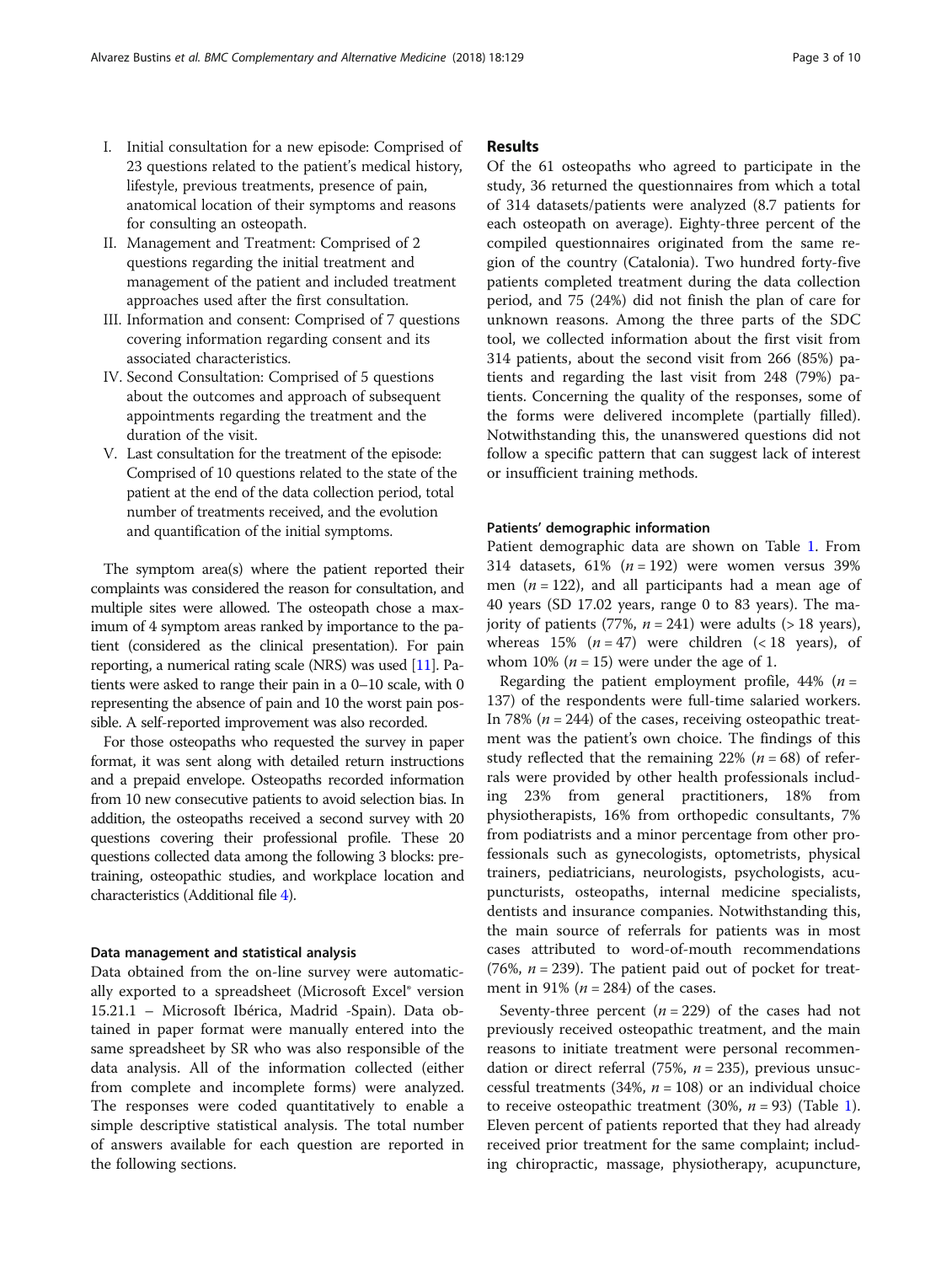I. Initial consultation for a new episode: Comprised of 23 questions related to the patient's medical history, lifestyle, previous treatments, presence of pain, anatomical location of their symptoms and reasons for consulting an osteopath.
II. Management and Treatment: Comprised of 2 questions regarding the initial treatment and management of the patient and included treatment approaches used after the first consultation.
III. Information and consent: Comprised of 7 questions covering information regarding consent and its associated characteristics.
IV. Second Consultation: Comprised of 5 questions about the outcomes and approach of subsequent appointments regarding the treatment and the duration of the visit.
V. Last consultation for the treatment of the episode: Comprised of 10 questions related to the state of the patient at the end of the data collection period, total number of treatments received, and the evolution and quantification of the initial symptoms.

The symptom area(s) where the patient reported their complaints was considered the reason for consultation, and multiple sites were allowed. The osteopath chose a maximum of 4 symptom areas ranked by importance to the patient (considered as the clinical presentation). For pain reporting, a numerical rating scale (NRS) was used [11]. Patients were asked to range their pain in a 0–10 scale, with 0 representing the absence of pain and 10 the worst pain possible. A self-reported improvement was also recorded.

For those osteopaths who requested the survey in paper format, it was sent along with detailed return instructions and a prepaid envelope. Osteopaths recorded information from 10 new consecutive patients to avoid selection bias. In addition, the osteopaths received a second survey with 20 questions covering their professional profile. These 20 questions collected data among the following 3 blocks: pre-training, osteopathic studies, and workplace location and characteristics (Additional file 4).

### Data management and statistical analysis

Data obtained from the on-line survey were automatically exported to a spreadsheet (Microsoft Excel® version 15.21.1 – Microsoft Ibérica, Madrid -Spain). Data obtained in paper format were manually entered into the same spreadsheet by SR who was also responsible of the data analysis. All of the information collected (either from complete and incomplete forms) were analyzed. The responses were coded quantitatively to enable a simple descriptive statistical analysis. The total number of answers available for each question are reported in the following sections.

## Results

Of the 61 osteopaths who agreed to participate in the study, 36 returned the questionnaires from which a total of 314 datasets/patients were analyzed (8.7 patients for each osteopath on average). Eighty-three percent of the compiled questionnaires originated from the same region of the country (Catalonia). Two hundred forty-five patients completed treatment during the data collection period, and 75 (24%) did not finish the plan of care for unknown reasons. Among the three parts of the SDC tool, we collected information about the first visit from 314 patients, about the second visit from 266 (85%) patients and regarding the last visit from 248 (79%) patients. Concerning the quality of the responses, some of the forms were delivered incomplete (partially filled). Notwithstanding this, the unanswered questions did not follow a specific pattern that can suggest lack of interest or insufficient training methods.

### Patients' demographic information

Patient demographic data are shown on Table 1. From 314 datasets, 61% ($n = 192$) were women versus 39% men ($n = 122$), and all participants had a mean age of 40 years (SD 17.02 years, range 0 to 83 years). The majority of patients (77%, $n = 241$) were adults (> 18 years), whereas 15% ($n = 47$) were children (< 18 years), of whom 10% ($n = 15$) were under the age of 1.

Regarding the patient employment profile, 44% ($n = 137$) of the respondents were full-time salaried workers. In 78% ($n = 244$) of the cases, receiving osteopathic treatment was the patient's own choice. The findings of this study reflected that the remaining 22% ($n = 68$) of referrals were provided by other health professionals including 23% from general practitioners, 18% from physiotherapists, 16% from orthopedic consultants, 7% from podiatrists and a minor percentage from other professionals such as gynecologists, optometrists, physical trainers, pediatricians, neurologists, psychologists, acupuncturists, osteopaths, internal medicine specialists, dentists and insurance companies. Notwithstanding this, the main source of referrals for patients was in most cases attributed to word-of-mouth recommendations (76%, $n = 239$). The patient paid out of pocket for treatment in 91% ($n = 284$) of the cases.

Seventy-three percent ($n = 229$) of the cases had not previously received osteopathic treatment, and the main reasons to initiate treatment were personal recommendation or direct referral (75%, $n = 235$), previous unsuccessful treatments (34%, $n = 108$) or an individual choice to receive osteopathic treatment (30%, $n = 93$) (Table 1). Eleven percent of patients reported that they had already received prior treatment for the same complaint; including chiropractic, massage, physiotherapy, acupuncture,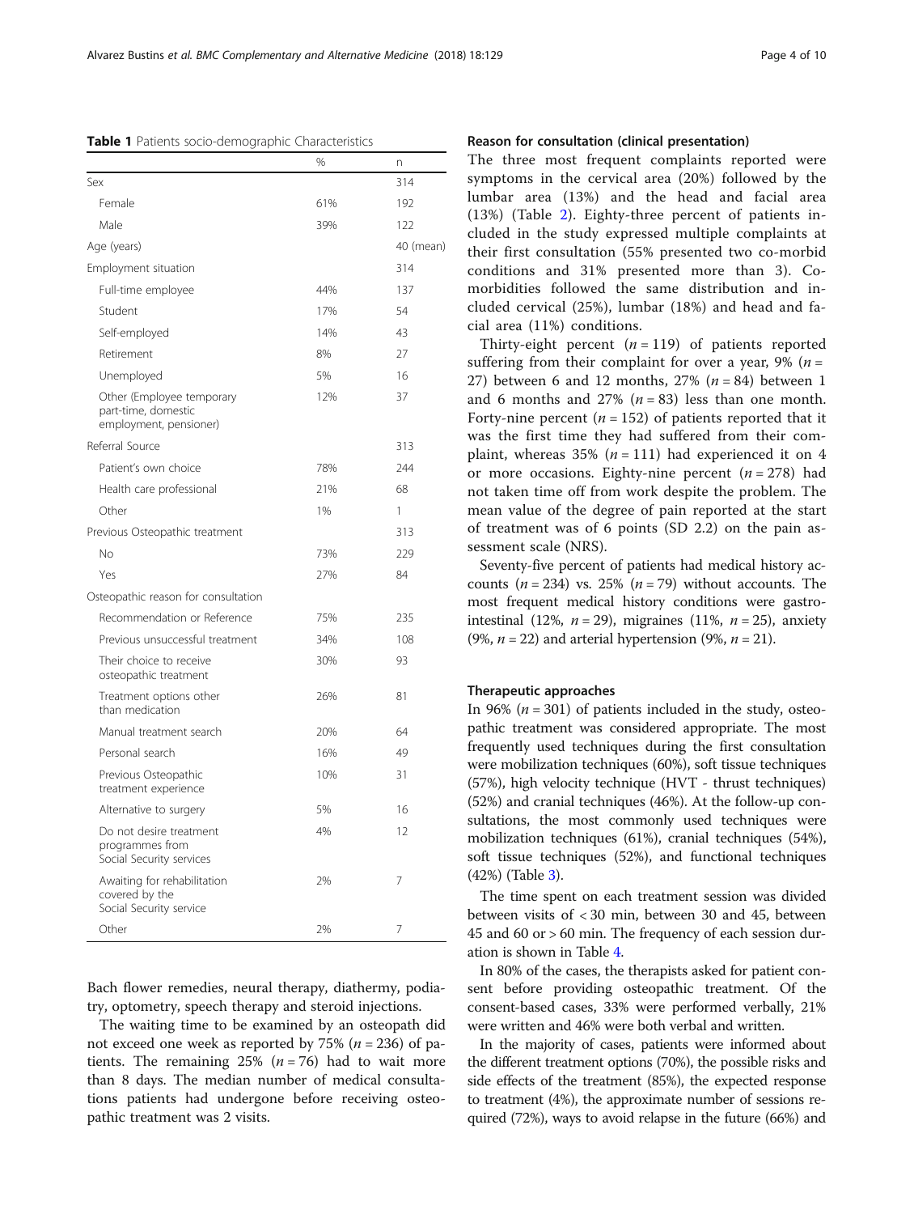**Table 1** Patients socio-demographic Characteristics

| | % | n |
|---|---|---|
| Sex | | 314 |
| Female | 61% | 192 |
| Male | 39% | 122 |
| Age (years) | | 40 (mean) |
| Employment situation | | 314 |
| Full-time employee | 44% | 137 |
| Student | 17% | 54 |
| Self-employed | 14% | 43 |
| Retirement | 8% | 27 |
| Unemployed | 5% | 16 |
| Other (Employee temporary part-time, domestic employment, pensioner) | 12% | 37 |
| Referral Source | | 313 |
| Patient's own choice | 78% | 244 |
| Health care professional | 21% | 68 |
| Other | 1% | 1 |
| Previous Osteopathic treatment | | 313 |
| No | 73% | 229 |
| Yes | 27% | 84 |
| Osteopathic reason for consultation | | |
| Recommendation or Reference | 75% | 235 |
| Previous unsuccessful treatment | 34% | 108 |
| Their choice to receive osteopathic treatment | 30% | 93 |
| Treatment options other than medication | 26% | 81 |
| Manual treatment search | 20% | 64 |
| Personal search | 16% | 49 |
| Previous Osteopathic treatment experience | 10% | 31 |
| Alternative to surgery | 5% | 16 |
| Do not desire treatment programmes from Social Security services | 4% | 12 |
| Awaiting for rehabilitation covered by the Social Security service | 2% | 7 |
| Other | 2% | 7 |

Bach flower remedies, neural therapy, diathermy, podiatry, optometry, speech therapy and steroid injections.

The waiting time to be examined by an osteopath did not exceed one week as reported by 75% ($n = 236$) of patients. The remaining 25% ($n = 76$) had to wait more than 8 days. The median number of medical consultations patients had undergone before receiving osteopathic treatment was 2 visits.

### Reason for consultation (clinical presentation)

The three most frequent complaints reported were symptoms in the cervical area (20%) followed by the lumbar area (13%) and the head and facial area (13%) (Table 2). Eighty-three percent of patients included in the study expressed multiple complaints at their first consultation (55% presented two co-morbid conditions and 31% presented more than 3). Co-morbidities followed the same distribution and included cervical (25%), lumbar (18%) and head and facial area (11%) conditions.

Thirty-eight percent ($n = 119$) of patients reported suffering from their complaint for over a year, 9% ($n = 27$) between 6 and 12 months, 27% ($n = 84$) between 1 and 6 months and 27% ($n = 83$) less than one month. Forty-nine percent ($n = 152$) of patients reported that it was the first time they had suffered from their complaint, whereas 35% ($n = 111$) had experienced it on 4 or more occasions. Eighty-nine percent ($n = 278$) had not taken time off from work despite the problem. The mean value of the degree of pain reported at the start of treatment was of 6 points (SD 2.2) on the pain assessment scale (NRS).

Seventy-five percent of patients had medical history accounts ($n = 234$) vs. 25% ($n = 79$) without accounts. The most frequent medical history conditions were gastrointestinal (12%, $n = 29$), migraines (11%, $n = 25$), anxiety (9%, $n = 22$) and arterial hypertension (9%, $n = 21$).

### Therapeutic approaches

In 96% ($n = 301$) of patients included in the study, osteopathic treatment was considered appropriate. The most frequently used techniques during the first consultation were mobilization techniques (60%), soft tissue techniques (57%), high velocity technique (HVT - thrust techniques) (52%) and cranial techniques (46%). At the follow-up consultations, the most commonly used techniques were mobilization techniques (61%), cranial techniques (54%), soft tissue techniques (52%), and functional techniques (42%) (Table 3).

The time spent on each treatment session was divided between visits of < 30 min, between 30 and 45, between 45 and 60 or > 60 min. The frequency of each session duration is shown in Table 4.

In 80% of the cases, the therapists asked for patient consent before providing osteopathic treatment. Of the consent-based cases, 33% were performed verbally, 21% were written and 46% were both verbal and written.

In the majority of cases, patients were informed about the different treatment options (70%), the possible risks and side effects of the treatment (85%), the expected response to treatment (4%), the approximate number of sessions required (72%), ways to avoid relapse in the future (66%) and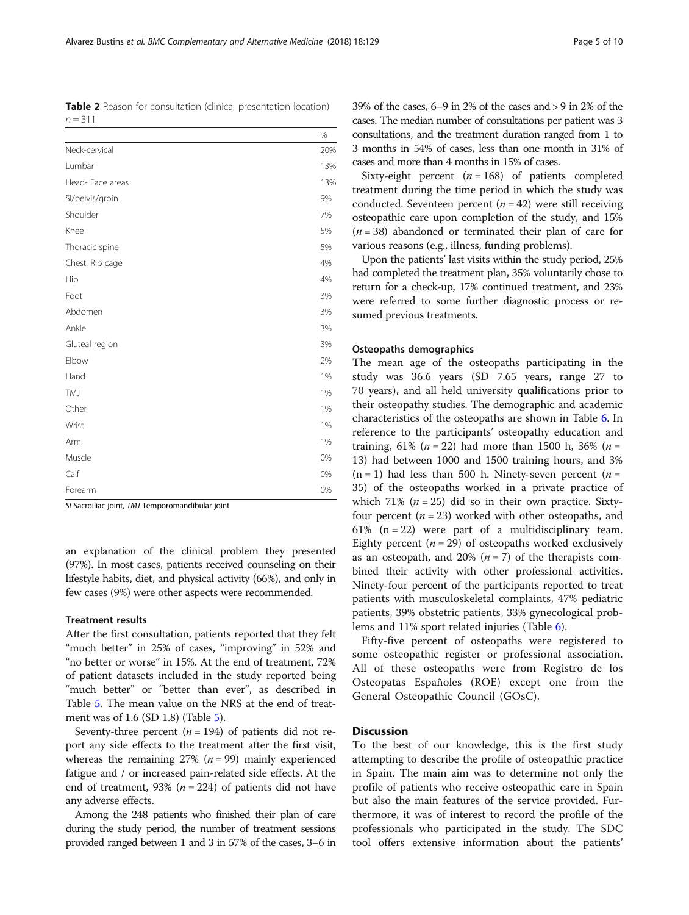**Table 2** Reason for consultation (clinical presentation location) $n = 311$

| | % |
|---|---|
| Neck-cervical | 20% |
| Lumbar | 13% |
| Head- Face areas | 13% |
| SI/pelvis/groin | 9% |
| Shoulder | 7% |
| Knee | 5% |
| Thoracic spine | 5% |
| Chest, Rib cage | 4% |
| Hip | 4% |
| Foot | 3% |
| Abdomen | 3% |
| Ankle | 3% |
| Gluteal region | 3% |
| Elbow | 2% |
| Hand | 1% |
| TMJ | 1% |
| Other | 1% |
| Wrist | 1% |
| Arm | 1% |
| Muscle | 0% |
| Calf | 0% |
| Forearm | 0% |

*SI* Sacroiliac joint, *TMJ* Temporomandibular joint

an explanation of the clinical problem they presented (97%). In most cases, patients received counseling on their lifestyle habits, diet, and physical activity (66%), and only in few cases (9%) were other aspects were recommended.

### Treatment results

After the first consultation, patients reported that they felt "much better" in 25% of cases, "improving" in 52% and "no better or worse" in 15%. At the end of treatment, 72% of patient datasets included in the study reported being "much better" or "better than ever", as described in Table 5. The mean value on the NRS at the end of treatment was of 1.6 (SD 1.8) (Table 5).

Seventy-three percent ($n = 194$) of patients did not report any side effects to the treatment after the first visit, whereas the remaining 27% ($n = 99$) mainly experienced fatigue and / or increased pain-related side effects. At the end of treatment, 93% ($n = 224$) of patients did not have any adverse effects.

Among the 248 patients who finished their plan of care during the study period, the number of treatment sessions provided ranged between 1 and 3 in 57% of the cases, 3–6 in 39% of the cases, 6–9 in 2% of the cases and > 9 in 2% of the cases. The median number of consultations per patient was 3 consultations, and the treatment duration ranged from 1 to 3 months in 54% of cases, less than one month in 31% of cases and more than 4 months in 15% of cases.

Sixty-eight percent ($n = 168$) of patients completed treatment during the time period in which the study was conducted. Seventeen percent ($n = 42$) were still receiving osteopathic care upon completion of the study, and 15% ($n = 38$) abandoned or terminated their plan of care for various reasons (e.g., illness, funding problems).

Upon the patients' last visits within the study period, 25% had completed the treatment plan, 35% voluntarily chose to return for a check-up, 17% continued treatment, and 23% were referred to some further diagnostic process or resumed previous treatments.

### Osteopaths demographics

The mean age of the osteopaths participating in the study was 36.6 years (SD 7.65 years, range 27 to 70 years), and all held university qualifications prior to their osteopathy studies. The demographic and academic characteristics of the osteopaths are shown in Table 6. In reference to the participants' osteopathy education and training, 61% ($n = 22$) had more than 1500 h, 36% ($n = 13$) had between 1000 and 1500 training hours, and 3% ($n = 1$) had less than 500 h. Ninety-seven percent ($n = 35$) of the osteopaths worked in a private practice of which 71% ($n = 25$) did so in their own practice. Sixty-four percent ($n = 23$) worked with other osteopaths, and 61% ($n = 22$) were part of a multidisciplinary team. Eighty percent ($n = 29$) of osteopaths worked exclusively as an osteopath, and 20% ($n = 7$) of the therapists combined their activity with other professional activities. Ninety-four percent of the participants reported to treat patients with musculoskeletal complaints, 47% pediatric patients, 39% obstetric patients, 33% gynecological problems and 11% sport related injuries (Table 6).

Fifty-five percent of osteopaths were registered to some osteopathic register or professional association. All of these osteopaths were from Registro de los Osteopatas Españoles (ROE) except one from the General Osteopathic Council (GOsC).

## Discussion

To the best of our knowledge, this is the first study attempting to describe the profile of osteopathic practice in Spain. The main aim was to determine not only the profile of patients who receive osteopathic care in Spain but also the main features of the service provided. Furthermore, it was of interest to record the profile of the professionals who participated in the study. The SDC tool offers extensive information about the patients'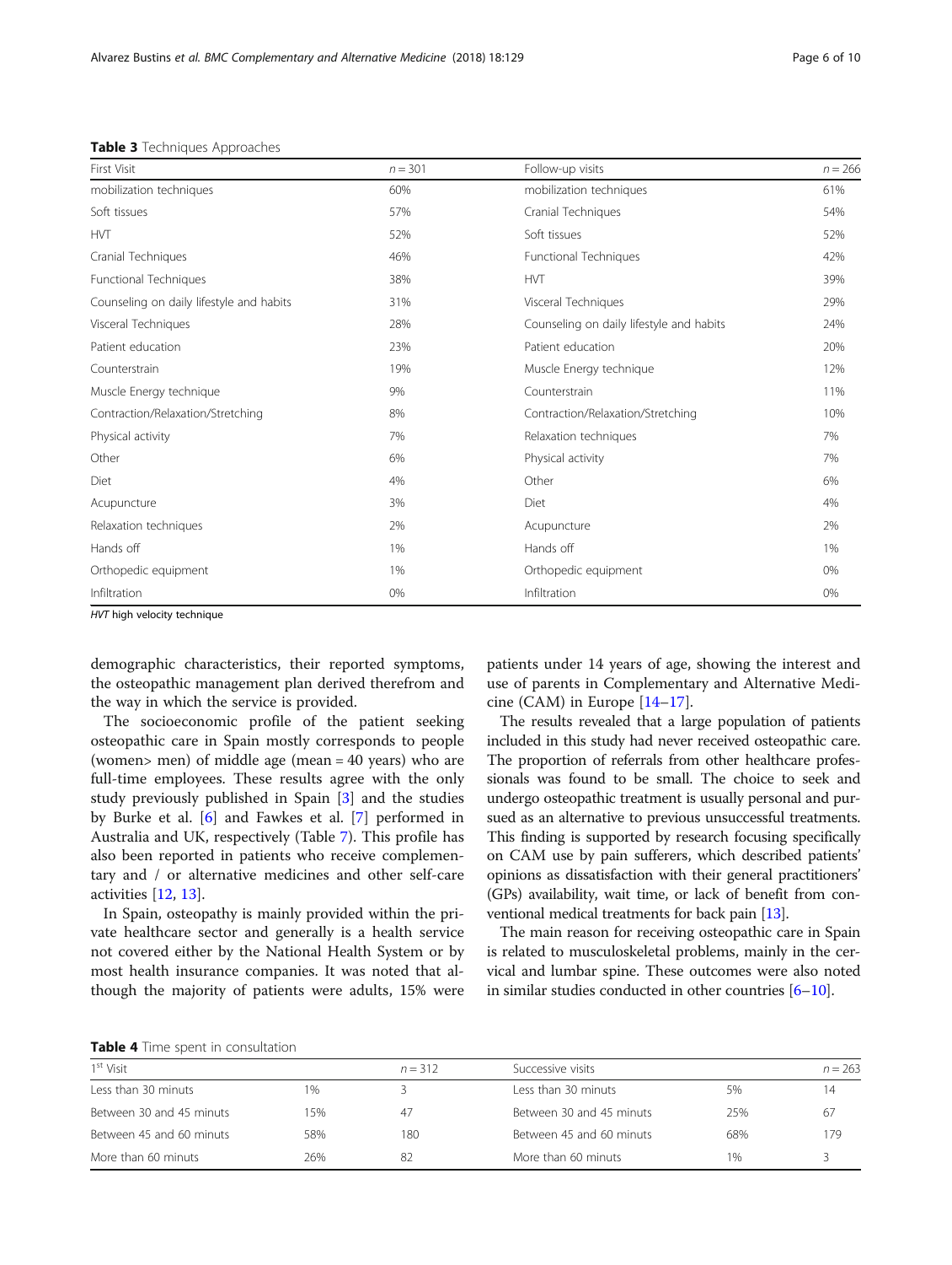**Table 3** Techniques Approaches

| First Visit | $n = 301$ | Follow-up visits | $n = 266$ |
| --- | --- | --- | --- |
| mobilization techniques | 60% | mobilization techniques | 61% |
| Soft tissues | 57% | Cranial Techniques | 54% |
| HVT | 52% | Soft tissues | 52% |
| Cranial Techniques | 46% | Functional Techniques | 42% |
| Functional Techniques | 38% | HVT | 39% |
| Counseling on daily lifestyle and habits | 31% | Visceral Techniques | 29% |
| Visceral Techniques | 28% | Counseling on daily lifestyle and habits | 24% |
| Patient education | 23% | Patient education | 20% |
| Counterstrain | 19% | Muscle Energy technique | 12% |
| Muscle Energy technique | 9% | Counterstrain | 11% |
| Contraction/Relaxation/Stretching | 8% | Contraction/Relaxation/Stretching | 10% |
| Physical activity | 7% | Relaxation techniques | 7% |
| Other | 6% | Physical activity | 7% |
| Diet | 4% | Other | 6% |
| Acupuncture | 3% | Diet | 4% |
| Relaxation techniques | 2% | Acupuncture | 2% |
| Hands off | 1% | Hands off | 1% |
| Orthopedic equipment | 1% | Orthopedic equipment | 0% |
| Infiltration | 0% | Infiltration | 0% |

*HVT* high velocity technique

demographic characteristics, their reported symptoms, the osteopathic management plan derived therefrom and the way in which the service is provided.

The socioeconomic profile of the patient seeking osteopathic care in Spain mostly corresponds to people (women> men) of middle age (mean = 40 years) who are full-time employees. These results agree with the only study previously published in Spain [3] and the studies by Burke et al. [6] and Fawkes et al. [7] performed in Australia and UK, respectively (Table 7). This profile has also been reported in patients who receive complementary and / or alternative medicines and other self-care activities [12, 13].

In Spain, osteopathy is mainly provided within the private healthcare sector and generally is a health service not covered either by the National Health System or by most health insurance companies. It was noted that although the majority of patients were adults, 15% were patients under 14 years of age, showing the interest and use of parents in Complementary and Alternative Medicine (CAM) in Europe [14–17].

The results revealed that a large population of patients included in this study had never received osteopathic care. The proportion of referrals from other healthcare professionals was found to be small. The choice to seek and undergo osteopathic treatment is usually personal and pursued as an alternative to previous unsuccessful treatments. This finding is supported by research focusing specifically on CAM use by pain sufferers, which described patients' opinions as dissatisfaction with their general practitioners' (GPs) availability, wait time, or lack of benefit from conventional medical treatments for back pain [13].

The main reason for receiving osteopathic care in Spain is related to musculoskeletal problems, mainly in the cervical and lumbar spine. These outcomes were also noted in similar studies conducted in other countries [6–10].

**Table 4** Time spent in consultation

| 1st Visit | | $n = 312$ | Successive visits | | $n = 263$ |
| --- | --- | --- | --- | --- | --- |
| Less than 30 minuts | 1% | 3 | Less than 30 minuts | 5% | 14 |
| Between 30 and 45 minuts | 15% | 47 | Between 30 and 45 minuts | 25% | 67 |
| Between 45 and 60 minuts | 58% | 180 | Between 45 and 60 minuts | 68% | 179 |
| More than 60 minuts | 26% | 82 | More than 60 minuts | 1% | 3 |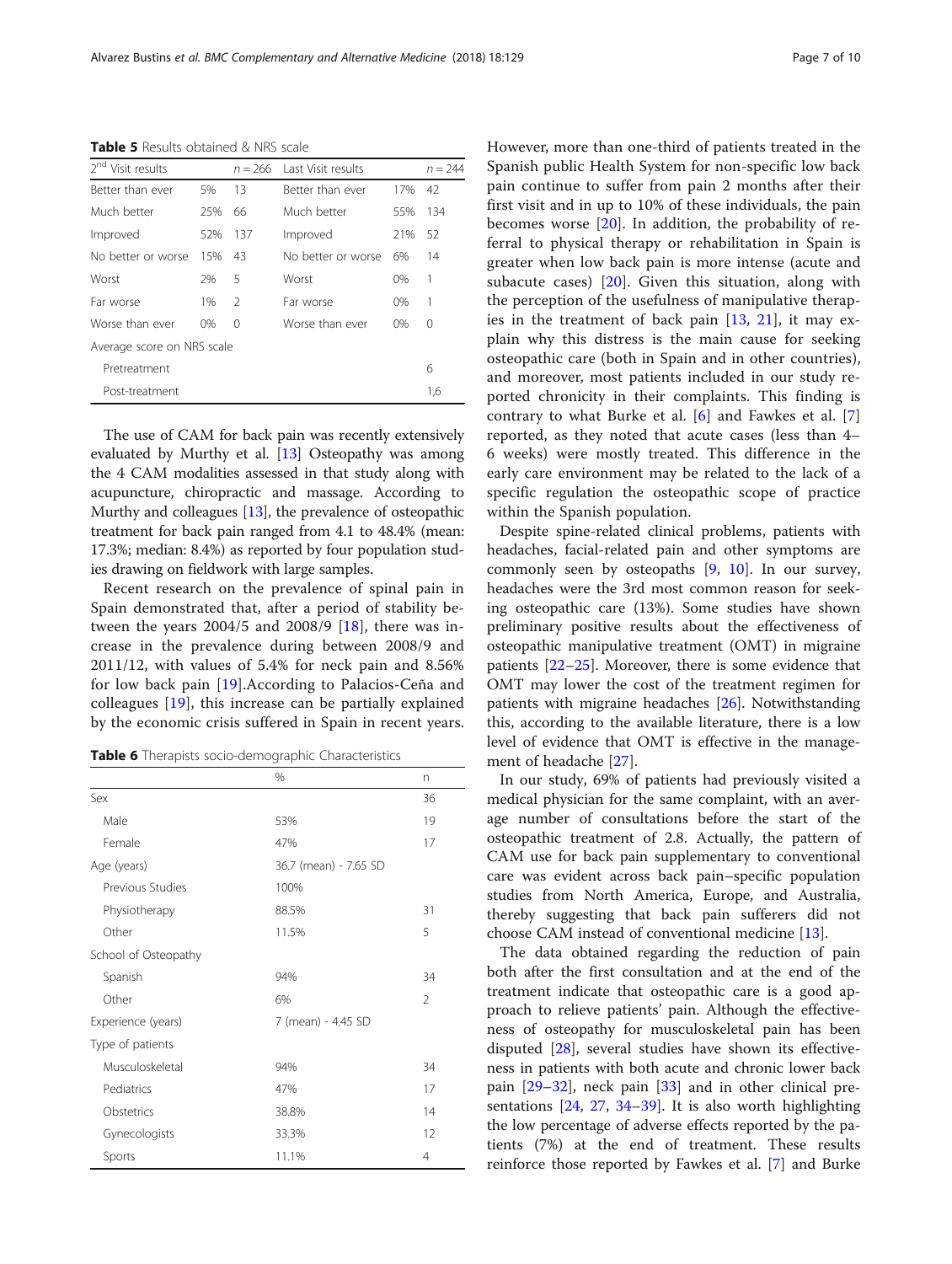**Table 5** Results obtained & NRS scale

| 2nd Visit results | | n = 266 | Last Visit results | | n = 244 |
|---|---|---|---|---|---|
| Better than ever | 5% | 13 | Better than ever | 17% | 42 |
| Much better | 25% | 66 | Much better | 55% | 134 |
| Improved | 52% | 137 | Improved | 21% | 52 |
| No better or worse | 15% | 43 | No better or worse | 6% | 14 |
| Worst | 2% | 5 | Worst | 0% | 1 |
| Far worse | 1% | 2 | Far worse | 0% | 1 |
| Worse than ever | 0% | 0 | Worse than ever | 0% | 0 |
| Average score on NRS scale | | | | | |
| Pretreatment | | | | | 6 |
| Post-treatment | | | | | 1,6 |

The use of CAM for back pain was recently extensively evaluated by Murthy et al. [13] Osteopathy was among the 4 CAM modalities assessed in that study along with acupuncture, chiropractic and massage. According to Murthy and colleagues [13], the prevalence of osteopathic treatment for back pain ranged from 4.1 to 48.4% (mean: 17.3%; median: 8.4%) as reported by four population studies drawing on fieldwork with large samples.

Recent research on the prevalence of spinal pain in Spain demonstrated that, after a period of stability between the years 2004/5 and 2008/9 [18], there was increase in the prevalence during between 2008/9 and 2011/12, with values of 5.4% for neck pain and 8.56% for low back pain [19].According to Palacios-Ceña and colleagues [19], this increase can be partially explained by the economic crisis suffered in Spain in recent years.

**Table 6** Therapists socio-demographic Characteristics

| | % | n |
|---|---|---|
| Sex | | 36 |
| Male | 53% | 19 |
| Female | 47% | 17 |
| Age (years) | 36.7 (mean) - 7.65 SD | |
| Previous Studies | 100% | |
| Physiotherapy | 88.5% | 31 |
| Other | 11.5% | 5 |
| School of Osteopathy | | |
| Spanish | 94% | 34 |
| Other | 6% | 2 |
| Experience (years) | 7 (mean) - 4.45 SD | |
| Type of patients | | |
| Musculoskeletal | 94% | 34 |
| Pediatrics | 47% | 17 |
| Obstetrics | 38.8% | 14 |
| Gynecologists | 33.3% | 12 |
| Sports | 11.1% | 4 |

However, more than one-third of patients treated in the Spanish public Health System for non-specific low back pain continue to suffer from pain 2 months after their first visit and in up to 10% of these individuals, the pain becomes worse [20]. In addition, the probability of referral to physical therapy or rehabilitation in Spain is greater when low back pain is more intense (acute and subacute cases) [20]. Given this situation, along with the perception of the usefulness of manipulative therapies in the treatment of back pain [13, 21], it may explain why this distress is the main cause for seeking osteopathic care (both in Spain and in other countries), and moreover, most patients included in our study reported chronicity in their complaints. This finding is contrary to what Burke et al. [6] and Fawkes et al. [7] reported, as they noted that acute cases (less than 4–6 weeks) were mostly treated. This difference in the early care environment may be related to the lack of a specific regulation the osteopathic scope of practice within the Spanish population.

Despite spine-related clinical problems, patients with headaches, facial-related pain and other symptoms are commonly seen by osteopaths [9, 10]. In our survey, headaches were the 3rd most common reason for seeking osteopathic care (13%). Some studies have shown preliminary positive results about the effectiveness of osteopathic manipulative treatment (OMT) in migraine patients [22–25]. Moreover, there is some evidence that OMT may lower the cost of the treatment regimen for patients with migraine headaches [26]. Notwithstanding this, according to the available literature, there is a low level of evidence that OMT is effective in the management of headache [27].

In our study, 69% of patients had previously visited a medical physician for the same complaint, with an average number of consultations before the start of the osteopathic treatment of 2.8. Actually, the pattern of CAM use for back pain supplementary to conventional care was evident across back pain–specific population studies from North America, Europe, and Australia, thereby suggesting that back pain sufferers did not choose CAM instead of conventional medicine [13].

The data obtained regarding the reduction of pain both after the first consultation and at the end of the treatment indicate that osteopathic care is a good approach to relieve patients' pain. Although the effectiveness of osteopathy for musculoskeletal pain has been disputed [28], several studies have shown its effectiveness in patients with both acute and chronic lower back pain [29–32], neck pain [33] and in other clinical presentations [24, 27, 34–39]. It is also worth highlighting the low percentage of adverse effects reported by the patients (7%) at the end of treatment. These results reinforce those reported by Fawkes et al. [7] and Burke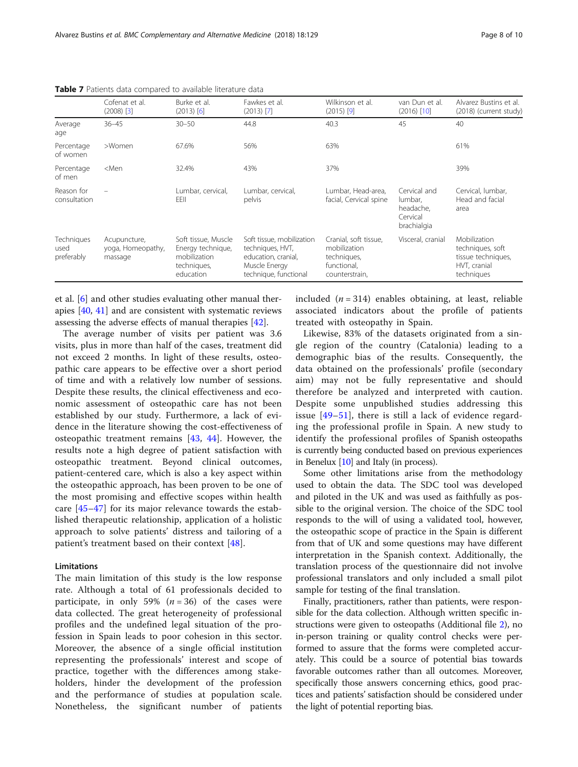**Table 7** Patients data compared to available literature data

| | Cofenat et al. (2008) [3] | Burke et al. (2013) [6] | Fawkes et al. (2013) [7] | Wilkinson et al. (2015) [9] | van Dun et al. (2016) [10] | Alvarez Bustins et al. (2018) (current study) |
|---|---|---|---|---|---|---|
| Average age | 36–45 | 30–50 | 44.8 | 40.3 | 45 | 40 |
| Percentage of women | >Women | 67.6% | 56% | 63% | | 61% |
| Percentage of men | <Men | 32.4% | 43% | 37% | | 39% |
| Reason for consultation | – | Lumbar, cervical, EEII | Lumbar, cervical, pelvis | Lumbar, Head-area, facial, Cervical spine | Cervical and lumbar, headache, Cervical brachialgia | Cervical, lumbar, Head and facial area |
| Techniques used preferably | Acupuncture, yoga, Homeopathy, massage | Soft tissue, Muscle Energy technique, mobilization techniques, education | Soft tissue, mobilization techniques, HVT, education, cranial, Muscle Energy technique, functional | Cranial, soft tissue, mobilization techniques, functional, counterstrain, | Visceral, cranial | Mobilization techniques, soft tissue techniques, HVT, cranial techniques |

et al. [6] and other studies evaluating other manual therapies [40, 41] and are consistent with systematic reviews assessing the adverse effects of manual therapies [42].

The average number of visits per patient was 3.6 visits, plus in more than half of the cases, treatment did not exceed 2 months. In light of these results, osteopathic care appears to be effective over a short period of time and with a relatively low number of sessions. Despite these results, the clinical effectiveness and economic assessment of osteopathic care has not been established by our study. Furthermore, a lack of evidence in the literature showing the cost-effectiveness of osteopathic treatment remains [43, 44]. However, the results note a high degree of patient satisfaction with osteopathic treatment. Beyond clinical outcomes, patient-centered care, which is also a key aspect within the osteopathic approach, has been proven to be one of the most promising and effective scopes within health care [45–47] for its major relevance towards the established therapeutic relationship, application of a holistic approach to solve patients' distress and tailoring of a patient's treatment based on their context [48].

### Limitations

The main limitation of this study is the low response rate. Although a total of 61 professionals decided to participate, in only 59% ($n = 36$) of the cases were data collected. The great heterogeneity of professional profiles and the undefined legal situation of the profession in Spain leads to poor cohesion in this sector. Moreover, the absence of a single official institution representing the professionals' interest and scope of practice, together with the differences among stakeholders, hinder the development of the profession and the performance of studies at population scale. Nonetheless, the significant number of patients included ($n = 314$) enables obtaining, at least, reliable associated indicators about the profile of patients treated with osteopathy in Spain.

Likewise, 83% of the datasets originated from a single region of the country (Catalonia) leading to a demographic bias of the results. Consequently, the data obtained on the professionals' profile (secondary aim) may not be fully representative and should therefore be analyzed and interpreted with caution. Despite some unpublished studies addressing this issue [49–51], there is still a lack of evidence regarding the professional profile in Spain. A new study to identify the professional profiles of Spanish osteopaths is currently being conducted based on previous experiences in Benelux [10] and Italy (in process).

Some other limitations arise from the methodology used to obtain the data. The SDC tool was developed and piloted in the UK and was used as faithfully as possible to the original version. The choice of the SDC tool responds to the will of using a validated tool, however, the osteopathic scope of practice in the Spain is different from that of UK and some questions may have different interpretation in the Spanish context. Additionally, the translation process of the questionnaire did not involve professional translators and only included a small pilot sample for testing of the final translation.

Finally, practitioners, rather than patients, were responsible for the data collection. Although written specific instructions were given to osteopaths (Additional file 2), no in-person training or quality control checks were performed to assure that the forms were completed accurately. This could be a source of potential bias towards favorable outcomes rather than all outcomes. Moreover, specifically those answers concerning ethics, good practices and patients' satisfaction should be considered under the light of potential reporting bias.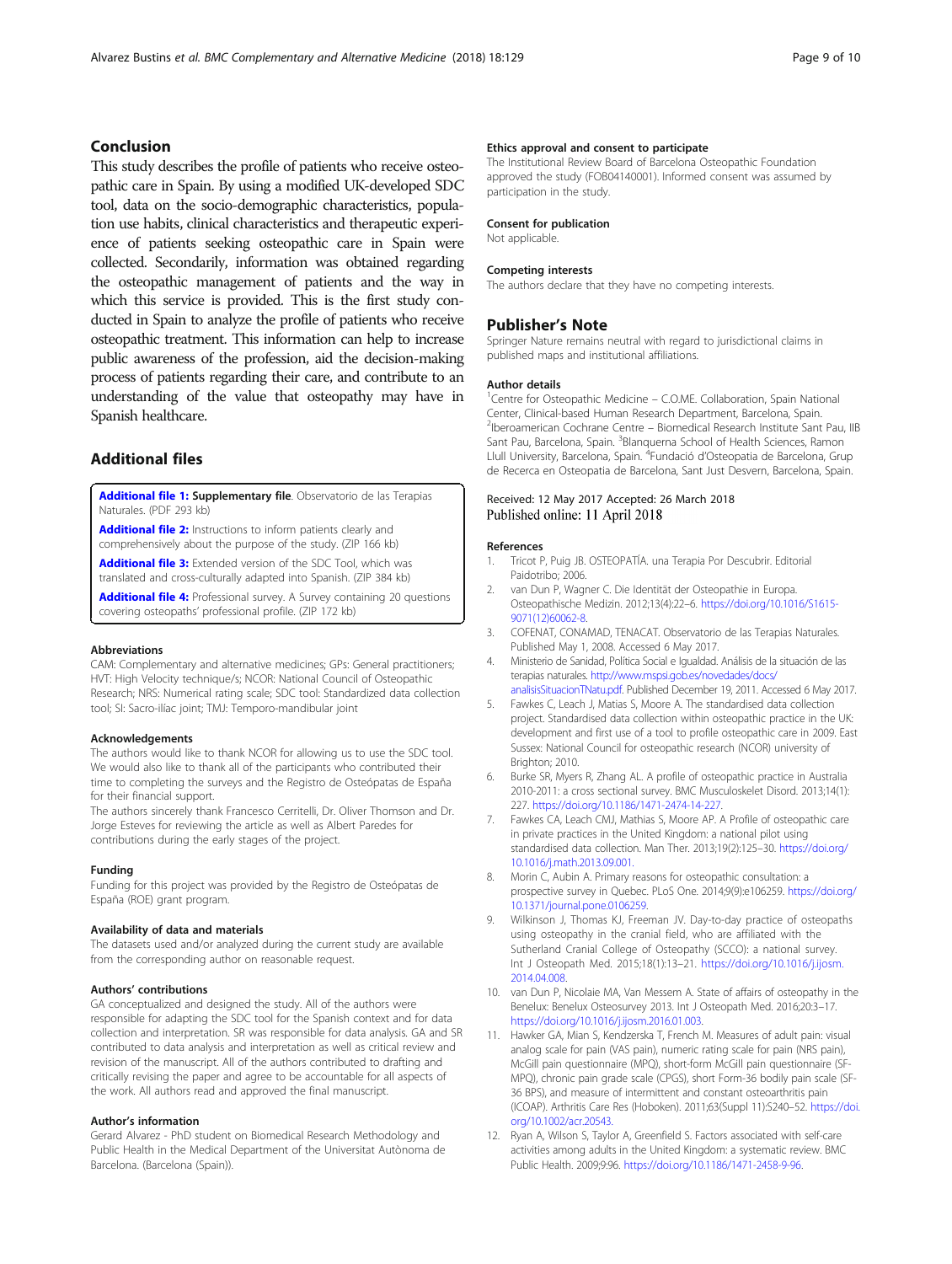## Conclusion

This study describes the profile of patients who receive osteopathic care in Spain. By using a modified UK-developed SDC tool, data on the socio-demographic characteristics, population use habits, clinical characteristics and therapeutic experience of patients seeking osteopathic care in Spain were collected. Secondarily, information was obtained regarding the osteopathic management of patients and the way in which this service is provided. This is the first study conducted in Spain to analyze the profile of patients who receive osteopathic treatment. This information can help to increase public awareness of the profession, aid the decision-making process of patients regarding their care, and contribute to an understanding of the value that osteopathy may have in Spanish healthcare.

## Additional files

**Additional file 1: Supplementary file**. Observatorio de las Terapias Naturales. (PDF 293 kb)

**Additional file 2:** Instructions to inform patients clearly and comprehensively about the purpose of the study. (ZIP 166 kb)

**Additional file 3:** Extended version of the SDC Tool, which was translated and cross-culturally adapted into Spanish. (ZIP 384 kb)

**Additional file 4:** Professional survey. A Survey containing 20 questions covering osteopaths' professional profile. (ZIP 172 kb)

### Abbreviations

CAM: Complementary and alternative medicines; GPs: General practitioners; HVT: High Velocity technique/s; NCOR: National Council of Osteopathic Research; NRS: Numerical rating scale; SDC tool: Standardized data collection tool; SI: Sacro-iliac joint; TMJ: Temporo-mandibular joint

### Acknowledgements

The authors would like to thank NCOR for allowing us to use the SDC tool. We would also like to thank all of the participants who contributed their time to completing the surveys and the Registro de Osteópatas de España for their financial support.

The authors sincerely thank Francesco Cerritelli, Dr. Oliver Thomson and Dr. Jorge Esteves for reviewing the article as well as Albert Paredes for contributions during the early stages of the project.

### Funding

Funding for this project was provided by the Registro de Osteópatas de España (ROE) grant program.

### Availability of data and materials

The datasets used and/or analyzed during the current study are available from the corresponding author on reasonable request.

### Authors' contributions

GA conceptualized and designed the study. All of the authors were responsible for adapting the SDC tool for the Spanish context and for data collection and interpretation. SR was responsible for data analysis. GA and SR contributed to data analysis and interpretation as well as critical review and revision of the manuscript. All of the authors contributed to drafting and critically revising the paper and agree to be accountable for all aspects of the work. All authors read and approved the final manuscript.

### Author's information

Gerard Alvarez - PhD student on Biomedical Research Methodology and Public Health in the Medical Department of the Universitat Autònoma de Barcelona. (Barcelona (Spain)).

### Ethics approval and consent to participate

The Institutional Review Board of Barcelona Osteopathic Foundation approved the study (FOB04140001). Informed consent was assumed by participation in the study.

### Consent for publication

Not applicable.

### Competing interests

The authors declare that they have no competing interests.

## Publisher's Note

Springer Nature remains neutral with regard to jurisdictional claims in published maps and institutional affiliations.

### Author details

[1]Centre for Osteopathic Medicine – C.O.M.E. Collaboration, Spain National Center, Clinical-based Human Research Department, Barcelona, Spain. [2]Iberoamerican Cochrane Centre – Biomedical Research Institute Sant Pau, IIB Sant Pau, Barcelona, Spain. [3]Blanquerna School of Health Sciences, Ramon Llull University, Barcelona, Spain. [4]Fundació d'Osteopatia de Barcelona, Grup de Recerca en Osteopatia de Barcelona, Sant Just Desvern, Barcelona, Spain.

Received: 12 May 2017 Accepted: 26 March 2018
Published online: 11 April 2018

### References

1. Tricot P, Puig JB. OSTEOPATÍA. una Terapia Por Descubrir. Editorial Paidotribo; 2006.
2. van Dun P, Wagner C. Die Identität der Osteopathie in Europa. Osteopathische Medizin. 2012;13(4):22–6. https://doi.org/10.1016/S1615-9071(12)60062-8.
3. COFENAT, CONAMAD, TENACAT. Observatorio de las Terapias Naturales. Published May 1, 2008. Accessed 6 May 2017.
4. Ministerio de Sanidad, Política Social e Igualdad. Análisis de la situación de las terapias naturales. http://www.mspsi.gob.es/novedades/docs/analisisSituacionTNatu.pdf. Published December 19, 2011. Accessed 6 May 2017.
5. Fawkes C, Leach J, Matias S, Moore A. The standardised data collection project. Standardised data collection within osteopathic practice in the UK: development and first use of a tool to profile osteopathic care in 2009. East Sussex: National Council for osteopathic research (NCOR) university of Brighton; 2010.
6. Burke SR, Myers R, Zhang AL. A profile of osteopathic practice in Australia 2010-2011: a cross sectional survey. BMC Musculoskelet Disord. 2013;14(1):227. https://doi.org/10.1186/1471-2474-14-227.
7. Fawkes CA, Leach CMJ, Mathias S, Moore AP. A Profile of osteopathic care in private practices in the United Kingdom: a national pilot using standardised data collection. Man Ther. 2013;19(2):125–30. https://doi.org/10.1016/j.math.2013.09.001.
8. Morin C, Aubin A. Primary reasons for osteopathic consultation: a prospective survey in Quebec. PLoS One. 2014;9(9):e106259. https://doi.org/10.1371/journal.pone.0106259.
9. Wilkinson J, Thomas KJ, Freeman JV. Day-to-day practice of osteopaths using osteopathy in the cranial field, who are affiliated with the Sutherland Cranial College of Osteopathy (SCCO): a national survey. Int J Osteopath Med. 2015;18(1):13–21. https://doi.org/10.1016/j.ijosm.2014.04.008.
10. van Dun P, Nicolaie MA, Van Messem A. State of affairs of osteopathy in the Benelux: Benelux Osteosurvey 2013. Int J Osteopath Med. 2016;20:3–17. https://doi.org/10.1016/j.ijosm.2016.01.003.
11. Hawker GA, Mian S, Kendzerska T, French M. Measures of adult pain: visual analog scale for pain (VAS pain), numeric rating scale for pain (NRS pain), McGill pain questionnaire (MPQ), short-form McGill pain questionnaire (SF-MPQ), chronic pain grade scale (CPGS), short Form-36 bodily pain scale (SF-36 BPS), and measure of intermittent and constant osteoarthritis pain (ICOAP). Arthritis Care Res (Hoboken). 2011;63(Suppl 11):S240–52. https://doi.org/10.1002/acr.20543.
12. Ryan A, Wilson S, Taylor A, Greenfield S. Factors associated with self-care activities among adults in the United Kingdom: a systematic review. BMC Public Health. 2009;9:96. https://doi.org/10.1186/1471-2458-9-96.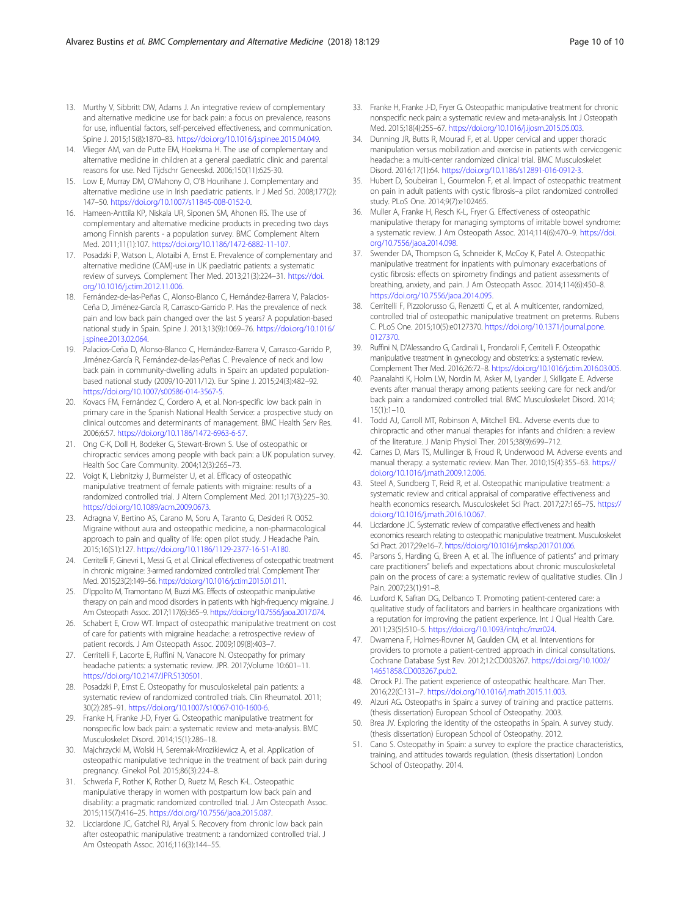13. Murthy V, Sibbritt DW, Adams J. An integrative review of complementary and alternative medicine use for back pain: a focus on prevalence, reasons for use, influential factors, self-perceived effectiveness, and communication. Spine J. 2015;15(8):1870–83. https://doi.org/10.1016/j.spinee.2015.04.049.
14. Vlieger AM, van de Putte EM, Hoeksma H. The use of complementary and alternative medicine in children at a general paediatric clinic and parental reasons for use. Ned Tijdschr Geneeskd. 2006;150(11):625-30.
15. Low E, Murray DM, O'Mahony O, O'B Hourihane J. Complementary and alternative medicine use in Irish paediatric patients. Ir J Med Sci. 2008;177(2): 147–50. https://doi.org/10.1007/s11845-008-0152-0.
16. Hameen-Anttila KP, Niskala UR, Siponen SM, Ahonen RS. The use of complementary and alternative medicine products in preceding two days among Finnish parents - a population survey. BMC Complement Altern Med. 2011;11(1):107. https://doi.org/10.1186/1472-6882-11-107.
17. Posadzki P, Watson L, Alotaibi A, Ernst E. Prevalence of complementary and alternative medicine (CAM)-use in UK paediatric patients: a systematic review of surveys. Complement Ther Med. 2013;21(3):224–31. https://doi.org/10.1016/j.ctim.2012.11.006.
18. Fernández-de-las-Peñas C, Alonso-Blanco C, Hernández-Barrera V, Palacios-Ceña D, Jiménez-García R, Carrasco-Garrido P. Has the prevalence of neck pain and low back pain changed over the last 5 years? A population-based national study in Spain. Spine J. 2013;13(9):1069–76. https://doi.org/10.1016/j.spinee.2013.02.064.
19. Palacios-Ceña D, Alonso-Blanco C, Hernández-Barrera V, Carrasco-Garrido P, Jiménez-García R, Fernández-de-las-Peñas C. Prevalence of neck and low back pain in community-dwelling adults in Spain: an updated population-based national study (2009/10-2011/12). Eur Spine J. 2015;24(3):482–92. https://doi.org/10.1007/s00586-014-3567-5.
20. Kovacs FM, Fernández C, Cordero A, et al. Non-specific low back pain in primary care in the Spanish National Health Service: a prospective study on clinical outcomes and determinants of management. BMC Health Serv Res. 2006;6:57. https://doi.org/10.1186/1472-6963-6-57.
21. Ong C-K, Doll H, Bodeker G, Stewart-Brown S. Use of osteopathic or chiropractic services among people with back pain: a UK population survey. Health Soc Care Community. 2004;12(3):265–73.
22. Voigt K, Liebnitzky J, Burmeister U, et al. Efficacy of osteopathic manipulative treatment of female patients with migraine: results of a randomized controlled trial. J Altern Complement Med. 2011;17(3):225–30. https://doi.org/10.1089/acm.2009.0673.
23. Adragna V, Bertino AS, Carano M, Soru A, Taranto G, Desideri R. O052. Migraine without aura and osteopathic medicine, a non-pharmacological approach to pain and quality of life: open pilot study. J Headache Pain. 2015;16(S1):127. https://doi.org/10.1186/1129-2377-16-S1-A180.
24. Cerritelli F, Ginevri L, Messi G, et al. Clinical effectiveness of osteopathic treatment in chronic migraine: 3-armed randomized controlled trial. Complement Ther Med. 2015;23(2):149–56. https://doi.org/10.1016/j.ctim.2015.01.011.
25. D'Ippolito M, Tramontano M, Buzzi MG. Effects of osteopathic manipulative therapy on pain and mood disorders in patients with high-frequency migraine. J Am Osteopath Assoc. 2017;117(6):365–9. https://doi.org/10.7556/jaoa.2017.074.
26. Schabert E, Crow WT. Impact of osteopathic manipulative treatment on cost of care for patients with migraine headache: a retrospective review of patient records. J Am Osteopath Assoc. 2009;109(8):403–7.
27. Cerritelli F, Lacorte E, Ruffini N, Vanacore N. Osteopathy for primary headache patients: a systematic review. JPR. 2017;Volume 10:601–11. https://doi.org/10.2147/JPR.S130501.
28. Posadzki P, Ernst E. Osteopathy for musculoskeletal pain patients: a systematic review of randomized controlled trials. Clin Rheumatol. 2011; 30(2):285–91. https://doi.org/10.1007/s10067-010-1600-6.
29. Franke H, Franke J-D, Fryer G. Osteopathic manipulative treatment for nonspecific low back pain: a systematic review and meta-analysis. BMC Musculoskelet Disord. 2014;15(1):286–18.
30. Majchrzycki M, Wolski H, Seremak-Mrozikiewicz A, et al. Application of osteopathic manipulative technique in the treatment of back pain during pregnancy. Ginekol Pol. 2015;86(3):224–8.
31. Schwerla F, Rother K, Rother D, Ruetz M, Resch K-L. Osteopathic manipulative therapy in women with postpartum low back pain and disability: a pragmatic randomized controlled trial. J Am Osteopath Assoc. 2015;115(7):416–25. https://doi.org/10.7556/jaoa.2015.087.
32. Licciardone JC, Gatchel RJ, Aryal S. Recovery from chronic low back pain after osteopathic manipulative treatment: a randomized controlled trial. J Am Osteopath Assoc. 2016;116(3):144–55.
33. Franke H, Franke J-D, Fryer G. Osteopathic manipulative treatment for chronic nonspecific neck pain: a systematic review and meta-analysis. Int J Osteopath Med. 2015;18(4):255–67. https://doi.org/10.1016/j.ijosm.2015.05.003.
34. Dunning JR, Butts R, Mourad F, et al. Upper cervical and upper thoracic manipulation versus mobilization and exercise in patients with cervicogenic headache: a multi-center randomized clinical trial. BMC Musculoskelet Disord. 2016;17(1):64. https://doi.org/10.1186/s12891-016-0912-3.
35. Hubert D, Soubeiran L, Gourmelon F, et al. Impact of osteopathic treatment on pain in adult patients with cystic fibrosis–a pilot randomized controlled study. PLoS One. 2014;9(7):e102465.
36. Muller A, Franke H, Resch K-L, Fryer G. Effectiveness of osteopathic manipulative therapy for managing symptoms of irritable bowel syndrome: a systematic review. J Am Osteopath Assoc. 2014;114(6):470–9. https://doi.org/10.7556/jaoa.2014.098.
37. Swender DA, Thompson G, Schneider K, McCoy K, Patel A. Osteopathic manipulative treatment for inpatients with pulmonary exacerbations of cystic fibrosis: effects on spirometry findings and patient assessments of breathing, anxiety, and pain. J Am Osteopath Assoc. 2014;114(6):450–8. https://doi.org/10.7556/jaoa.2014.095.
38. Cerritelli F, Pizzolorusso G, Renzetti C, et al. A multicenter, randomized, controlled trial of osteopathic manipulative treatment on preterms. Rubens C. PLoS One. 2015;10(5):e0127370. https://doi.org/10.1371/journal.pone.0127370.
39. Ruffini N, D'Alessandro G, Cardinali L, Frondaroli F, Cerritelli F. Osteopathic manipulative treatment in gynecology and obstetrics: a systematic review. Complement Ther Med. 2016;26:72–8. https://doi.org/10.1016/j.ctim.2016.03.005.
40. Paanalahti K, Holm LW, Nordin M, Asker M, Lyander J, Skillgate E. Adverse events after manual therapy among patients seeking care for neck and/or back pain: a randomized controlled trial. BMC Musculoskelet Disord. 2014; 15(1):1–10.
41. Todd AJ, Carroll MT, Robinson A, Mitchell EKL. Adverse events due to chiropractic and other manual therapies for infants and children: a review of the literature. J Manip Physiol Ther. 2015;38(9):699–712.
42. Carnes D, Mars TS, Mullinger B, Froud R, Underwood M. Adverse events and manual therapy: a systematic review. Man Ther. 2010;15(4):355–63. https://doi.org/10.1016/j.math.2009.12.006.
43. Steel A, Sundberg T, Reid R, et al. Osteopathic manipulative treatment: a systematic review and critical appraisal of comparative effectiveness and health economics research. Musculoskelet Sci Pract. 2017;27:165–75. https://doi.org/10.1016/j.math.2016.10.067.
44. Licciardone JC. Systematic review of comparative effectiveness and health economics research relating to osteopathic manipulative treatment. Musculoskelet Sci Pract. 2017;29:e16–7. https://doi.org/10.1016/j.msksp.2017.01.006.
45. Parsons S, Harding G, Breen A, et al. The influence of patients" and primary care practitioners" beliefs and expectations about chronic musculoskeletal pain on the process of care: a systematic review of qualitative studies. Clin J Pain. 2007;23(1):91–8.
46. Luxford K, Safran DG, Delbanco T. Promoting patient-centered care: a qualitative study of facilitators and barriers in healthcare organizations with a reputation for improving the patient experience. Int J Qual Health Care. 2011;23(5):510–5. https://doi.org/10.1093/intqhc/mzr024.
47. Dwamena F, Holmes-Rovner M, Gaulden CM, et al. Interventions for providers to promote a patient-centred approach in clinical consultations. Cochrane Database Syst Rev. 2012;12:CD003267. https://doi.org/10.1002/14651858.CD003267.pub2.
48. Orrock PJ. The patient experience of osteopathic healthcare. Man Ther. 2016;22(C:131–7. https://doi.org/10.1016/j.math.2015.11.003.
49. Alzuri AG. Osteopaths in Spain: a survey of training and practice patterns. (thesis dissertation) European School of Osteopathy. 2003.
50. Brea JV. Exploring the identity of the osteopaths in Spain. A survey study. (thesis dissertation) European School of Osteopathy. 2012.
51. Cano S. Osteopathy in Spain: a survey to explore the practice characteristics, training, and attitudes towards regulation. (thesis dissertation) London School of Osteopathy. 2014.